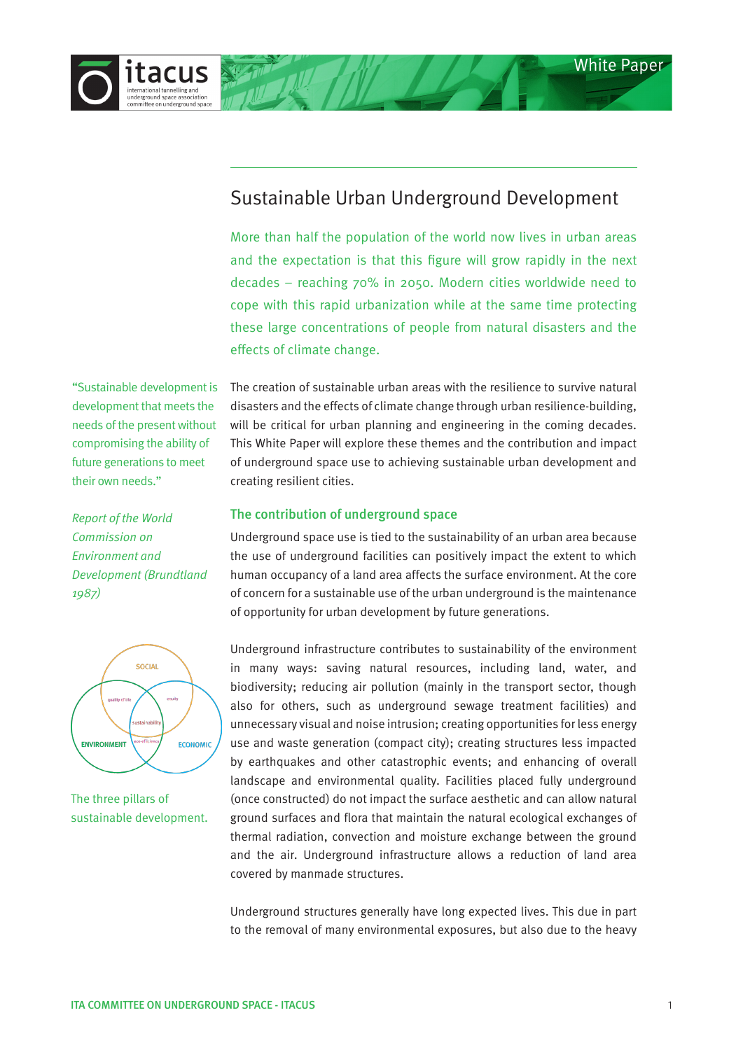# Sustainable Urban Underground Development

More than half the population of the world now lives in urban areas and the expectation is that this figure will grow rapidly in the next decades – reaching 70% in 2050. Modern cities worldwide need to cope with this rapid urbanization while at the same time protecting these large concentrations of people from natural disasters and the effects of climate change.

> "Sustainable development is development that meets the needs of the present without compromising the ability of future generations to meet their own needs."
>
> *Report of the World Commission on Environment and Development (Brundtland 1987)*

The creation of sustainable urban areas with the resilience to survive natural disasters and the effects of climate change through urban resilience-building, will be critical for urban planning and engineering in the coming decades. This White Paper will explore these themes and the contribution and impact of underground space use to achieving sustainable urban development and creating resilient cities.

The three pillars of sustainable development.

## The contribution of underground space

Underground space use is tied to the sustainability of an urban area because the use of underground facilities can positively impact the extent to which human occupancy of a land area affects the surface environment. At the core of concern for a sustainable use of the urban underground is the maintenance of opportunity for urban development by future generations.

Underground infrastructure contributes to sustainability of the environment in many ways: saving natural resources, including land, water, and biodiversity; reducing air pollution (mainly in the transport sector, though also for others, such as underground sewage treatment facilities) and unnecessary visual and noise intrusion; creating opportunities for less energy use and waste generation (compact city); creating structures less impacted by earthquakes and other catastrophic events; and enhancing of overall landscape and environmental quality. Facilities placed fully underground (once constructed) do not impact the surface aesthetic and can allow natural ground surfaces and flora that maintain the natural ecological exchanges of thermal radiation, convection and moisture exchange between the ground and the air. Underground infrastructure allows a reduction of land area covered by manmade structures.

Underground structures generally have long expected lives. This due in part to the removal of many environmental exposures, but also due to the heavy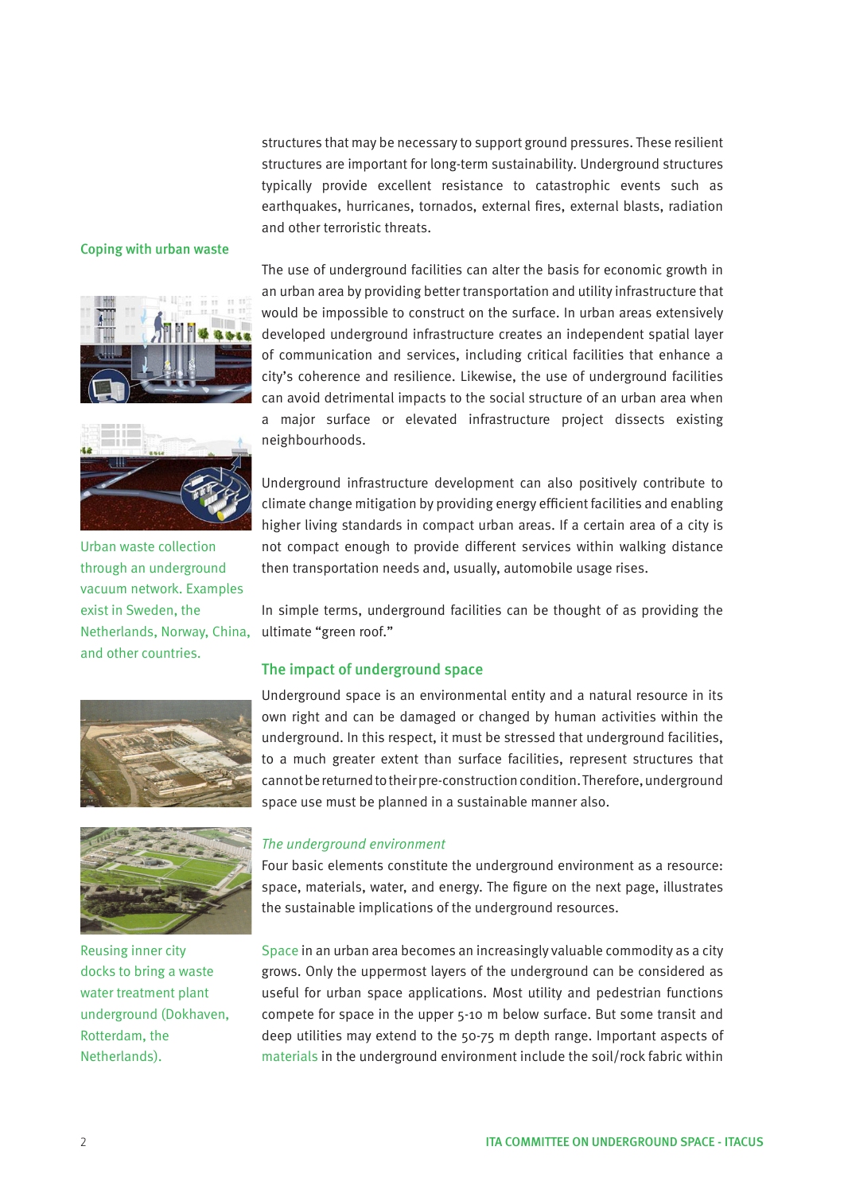structures that may be necessary to support ground pressures. These resilient structures are important for long-term sustainability. Underground structures typically provide excellent resistance to catastrophic events such as earthquakes, hurricanes, tornados, external fires, external blasts, radiation and other terroristic threats.

The use of underground facilities can alter the basis for economic growth in an urban area by providing better transportation and utility infrastructure that would be impossible to construct on the surface. In urban areas extensively developed underground infrastructure creates an independent spatial layer of communication and services, including critical facilities that enhance a city's coherence and resilience. Likewise, the use of underground facilities can avoid detrimental impacts to the social structure of an urban area when a major surface or elevated infrastructure project dissects existing neighbourhoods.

Underground infrastructure development can also positively contribute to climate change mitigation by providing energy efficient facilities and enabling higher living standards in compact urban areas. If a certain area of a city is not compact enough to provide different services within walking distance then transportation needs and, usually, automobile usage rises.

In simple terms, underground facilities can be thought of as providing the ultimate "green roof."

**Coping with urban waste**

Urban waste collection through an underground vacuum network. Examples exist in Sweden, the Netherlands, Norway, China, and other countries.

## The impact of underground space

Underground space is an environmental entity and a natural resource in its own right and can be damaged or changed by human activities within the underground. In this respect, it must be stressed that underground facilities, to a much greater extent than surface facilities, represent structures that cannot be returned to their pre-construction condition. Therefore, underground space use must be planned in a sustainable manner also.

### *The underground environment*

Four basic elements constitute the underground environment as a resource: space, materials, water, and energy. The figure on the next page, illustrates the sustainable implications of the underground resources.

Space in an urban area becomes an increasingly valuable commodity as a city grows. Only the uppermost layers of the underground can be considered as useful for urban space applications. Most utility and pedestrian functions compete for space in the upper 5-10 m below surface. But some transit and deep utilities may extend to the 50-75 m depth range. Important aspects of materials in the underground environment include the soil/rock fabric within

Reusing inner city docks to bring a waste water treatment plant underground (Dokhaven, Rotterdam, the Netherlands).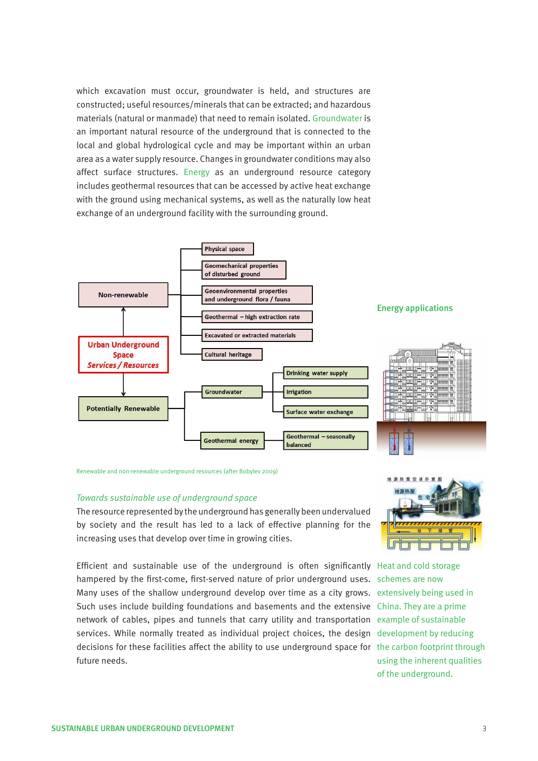which excavation must occur, groundwater is held, and structures are constructed; useful resources/minerals that can be extracted; and hazardous materials (natural or manmade) that need to remain isolated. Groundwater is an important natural resource of the underground that is connected to the local and global hydrological cycle and may be important within an urban area as a water supply resource. Changes in groundwater conditions may also affect surface structures. Energy as an underground resource category includes geothermal resources that can be accessed by active heat exchange with the ground using mechanical systems, as well as the naturally low heat exchange of an underground facility with the surrounding ground.

- **Urban Underground Space Services / Resources**
  - **Non-renewable**
    - Physical space
    - Geomechanical properties of disturbed ground
    - Geoenvironmental properties and underground flora / fauna
    - Geothermal – high extraction rate
    - Excavated or extracted materials
    - Cultural heritage
  - **Potentially Renewable**
    - Groundwater
      - Drinking water supply
      - Irrigation
      - Surface water exchange
    - Geothermal energy
      - Geothermal – seasonally balanced

Renewable and non-renewable underground resources (after Bobylev 2009)

## Energy applications

地源热泵空调示意图

地源热泵

住宅

地下埋管

Heat and cold storage schemes are now extensively being used in China. They are a prime example of sustainable development by reducing the carbon footprint through using the inherent qualities of the underground.

### *Towards sustainable use of underground space*

The resource represented by the underground has generally been undervalued by society and the result has led to a lack of effective planning for the increasing uses that develop over time in growing cities.

Efficient and sustainable use of the underground is often significantly hampered by the first-come, first-served nature of prior underground uses. Many uses of the shallow underground develop over time as a city grows. Such uses include building foundations and basements and the extensive network of cables, pipes and tunnels that carry utility and transportation services. While normally treated as individual project choices, the design decisions for these facilities affect the ability to use underground space for future needs.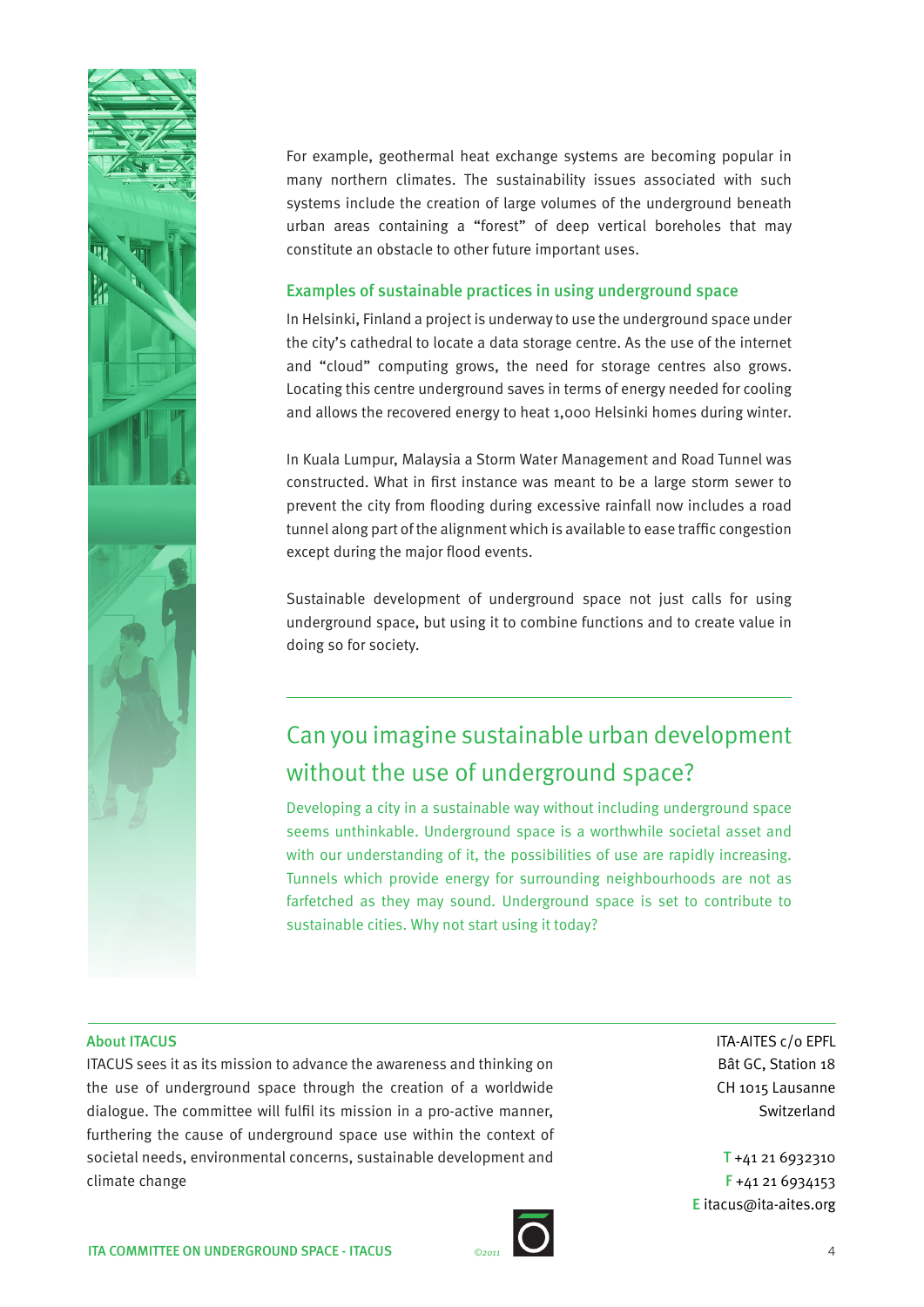For example, geothermal heat exchange systems are becoming popular in many northern climates. The sustainability issues associated with such systems include the creation of large volumes of the underground beneath urban areas containing a "forest" of deep vertical boreholes that may constitute an obstacle to other future important uses.

### Examples of sustainable practices in using underground space

In Helsinki, Finland a project is underway to use the underground space under the city's cathedral to locate a data storage centre. As the use of the internet and "cloud" computing grows, the need for storage centres also grows. Locating this centre underground saves in terms of energy needed for cooling and allows the recovered energy to heat 1,000 Helsinki homes during winter.

In Kuala Lumpur, Malaysia a Storm Water Management and Road Tunnel was constructed. What in first instance was meant to be a large storm sewer to prevent the city from flooding during excessive rainfall now includes a road tunnel along part of the alignment which is available to ease traffic congestion except during the major flood events.

Sustainable development of underground space not just calls for using underground space, but using it to combine functions and to create value in doing so for society.

---

## Can you imagine sustainable urban development without the use of underground space?

Developing a city in a sustainable way without including underground space seems unthinkable. Underground space is a worthwhile societal asset and with our understanding of it, the possibilities of use are rapidly increasing. Tunnels which provide energy for surrounding neighbourhoods are not as farfetched as they may sound. Underground space is set to contribute to sustainable cities. Why not start using it today?

---

### About ITACUS

ITACUS sees it as its mission to advance the awareness and thinking on the use of underground space through the creation of a worldwide dialogue. The committee will fulfil its mission in a pro-active manner, furthering the cause of underground space use within the context of societal needs, environmental concerns, sustainable development and climate change

ITA-AITES c/o EPFL
Bât GC, Station 18
CH 1015 Lausanne
Switzerland

**T** +41 21 6932310
**F** +41 21 6934153
**E** itacus@ita-aites.org

ITA COMMITTEE ON UNDERGROUND SPACE - ITACUS

©2011